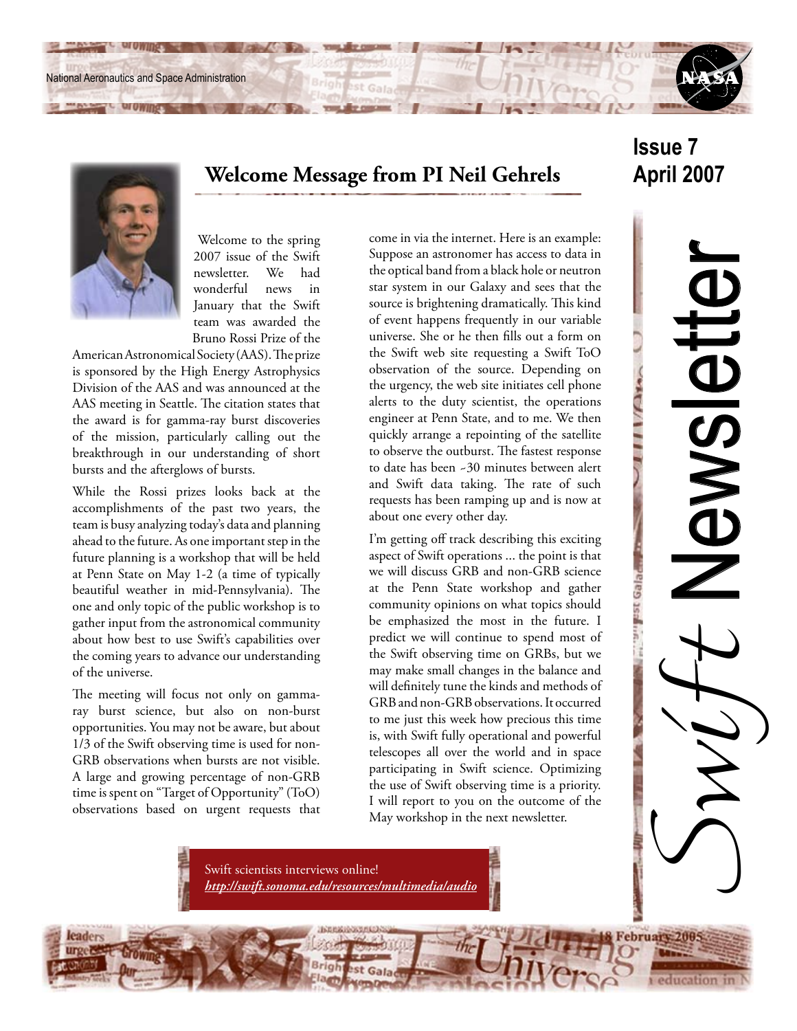# Swift Newsletter

**Issue 7**
**April 2007**

## Welcome Message from PI Neil Gehrels

Welcome to the spring 2007 issue of the Swift newsletter. We had wonderful news in January that the Swift team was awarded the Bruno Rossi Prize of the American Astronomical Society (AAS). The prize is sponsored by the High Energy Astrophysics Division of the AAS and was announced at the AAS meeting in Seattle. The citation states that the award is for gamma-ray burst discoveries of the mission, particularly calling out the breakthrough in our understanding of short bursts and the afterglows of bursts.

While the Rossi prizes looks back at the accomplishments of the past two years, the team is busy analyzing today's data and planning ahead to the future. As one important step in the future planning is a workshop that will be held at Penn State on May 1-2 (a time of typically beautiful weather in mid-Pennsylvania). The one and only topic of the public workshop is to gather input from the astronomical community about how best to use Swift's capabilities over the coming years to advance our understanding of the universe.

The meeting will focus not only on gamma-ray burst science, but also on non-burst opportunities. You may not be aware, but about 1/3 of the Swift observing time is used for non-GRB observations when bursts are not visible. A large and growing percentage of non-GRB time is spent on "Target of Opportunity" (ToO) observations based on urgent requests that come in via the internet. Here is an example: Suppose an astronomer has access to data in the optical band from a black hole or neutron star system in our Galaxy and sees that the source is brightening dramatically. This kind of event happens frequently in our variable universe. She or he then fills out a form on the Swift web site requesting a Swift ToO observation of the source. Depending on the urgency, the web site initiates cell phone alerts to the duty scientist, the operations engineer at Penn State, and to me. We then quickly arrange a repointing of the satellite to observe the outburst. The fastest response to date has been ~30 minutes between alert and Swift data taking. The rate of such requests has been ramping up and is now at about one every other day.

I'm getting off track describing this exciting aspect of Swift operations ... the point is that we will discuss GRB and non-GRB science at the Penn State workshop and gather community opinions on what topics should be emphasized the most in the future. I predict we will continue to spend most of the Swift observing time on GRBs, but we may make small changes in the balance and will definitely tune the kinds and methods of GRB and non-GRB observations. It occurred to me just this week how precious this time is, with Swift fully operational and powerful telescopes all over the world and in space participating in Swift science. Optimizing the use of Swift observing time is a priority. I will report to you on the outcome of the May workshop in the next newsletter.

Swift scientists interviews online!
*http://swift.sonoma.edu/resources/multimedia/audio*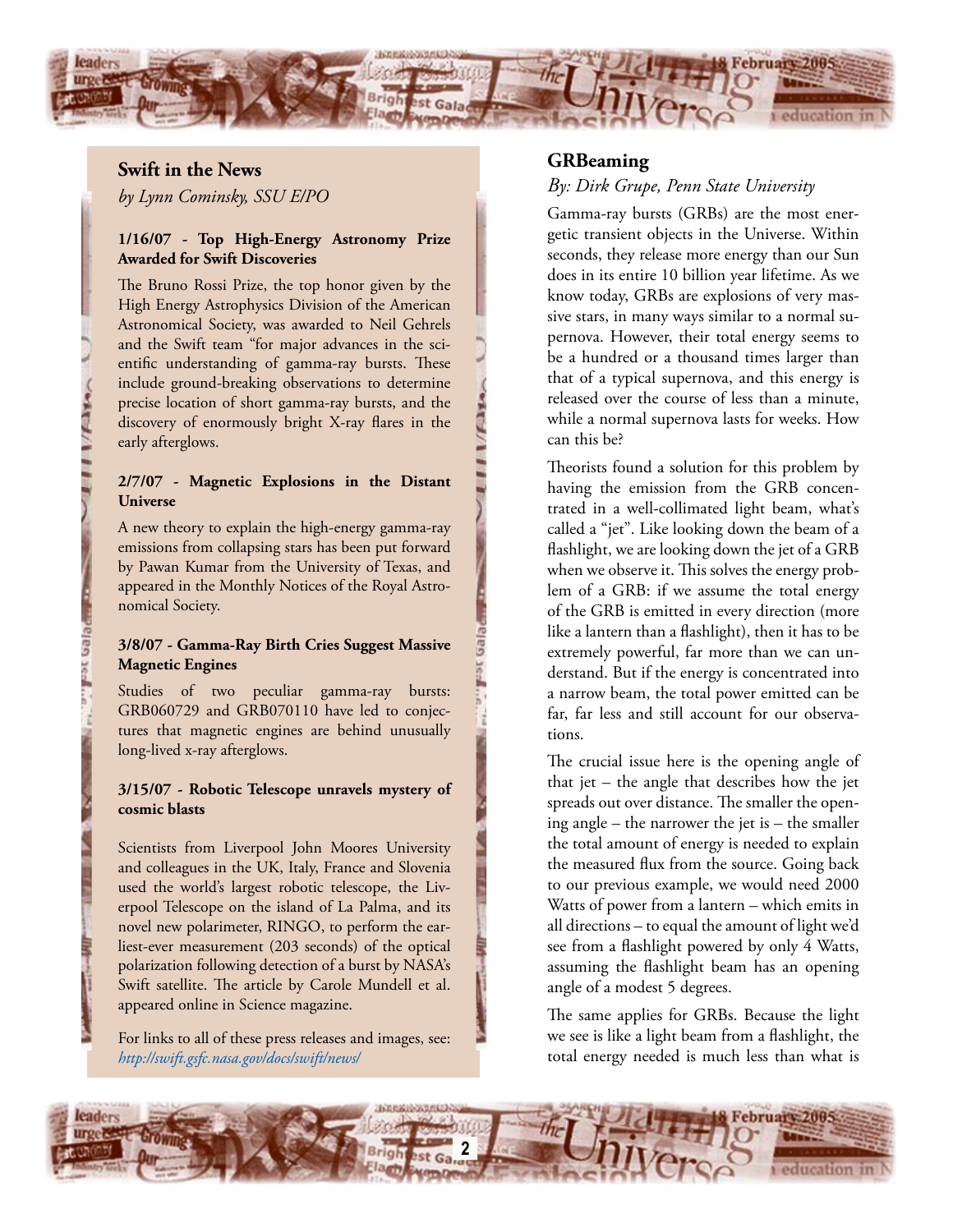## Swift in the News

*by Lynn Cominsky, SSU E/PO*

**1/16/07 - Top High-Energy Astronomy Prize Awarded for Swift Discoveries**

The Bruno Rossi Prize, the top honor given by the High Energy Astrophysics Division of the American Astronomical Society, was awarded to Neil Gehrels and the Swift team "for major advances in the scientific understanding of gamma-ray bursts. These include ground-breaking observations to determine precise location of short gamma-ray bursts, and the discovery of enormously bright X-ray flares in the early afterglows.

**2/7/07 - Magnetic Explosions in the Distant Universe**

A new theory to explain the high-energy gamma-ray emissions from collapsing stars has been put forward by Pawan Kumar from the University of Texas, and appeared in the Monthly Notices of the Royal Astronomical Society.

**3/8/07 - Gamma-Ray Birth Cries Suggest Massive Magnetic Engines**

Studies of two peculiar gamma-ray bursts: GRB060729 and GRB070110 have led to conjectures that magnetic engines are behind unusually long-lived x-ray afterglows.

**3/15/07 - Robotic Telescope unravels mystery of cosmic blasts**

Scientists from Liverpool John Moores University and colleagues in the UK, Italy, France and Slovenia used the world's largest robotic telescope, the Liverpool Telescope on the island of La Palma, and its novel new polarimeter, RINGO, to perform the earliest-ever measurement (203 seconds) of the optical polarization following detection of a burst by NASA's Swift satellite. The article by Carole Mundell et al. appeared online in Science magazine.

For links to all of these press releases and images, see: *http://swift.gsfc.nasa.gov/docs/swift/news/*

## GRBeaming

*By: Dirk Grupe, Penn State University*

Gamma-ray bursts (GRBs) are the most energetic transient objects in the Universe. Within seconds, they release more energy than our Sun does in its entire 10 billion year lifetime. As we know today, GRBs are explosions of very massive stars, in many ways similar to a normal supernova. However, their total energy seems to be a hundred or a thousand times larger than that of a typical supernova, and this energy is released over the course of less than a minute, while a normal supernova lasts for weeks. How can this be?

Theorists found a solution for this problem by having the emission from the GRB concentrated in a well-collimated light beam, what's called a "jet". Like looking down the beam of a flashlight, we are looking down the jet of a GRB when we observe it. This solves the energy problem of a GRB: if we assume the total energy of the GRB is emitted in every direction (more like a lantern than a flashlight), then it has to be extremely powerful, far more than we can understand. But if the energy is concentrated into a narrow beam, the total power emitted can be far, far less and still account for our observations.

The crucial issue here is the opening angle of that jet – the angle that describes how the jet spreads out over distance. The smaller the opening angle – the narrower the jet is – the smaller the total amount of energy is needed to explain the measured flux from the source. Going back to our previous example, we would need 2000 Watts of power from a lantern – which emits in all directions – to equal the amount of light we'd see from a flashlight powered by only 4 Watts, assuming the flashlight beam has an opening angle of a modest 5 degrees.

The same applies for GRBs. Because the light we see is like a light beam from a flashlight, the total energy needed is much less than what is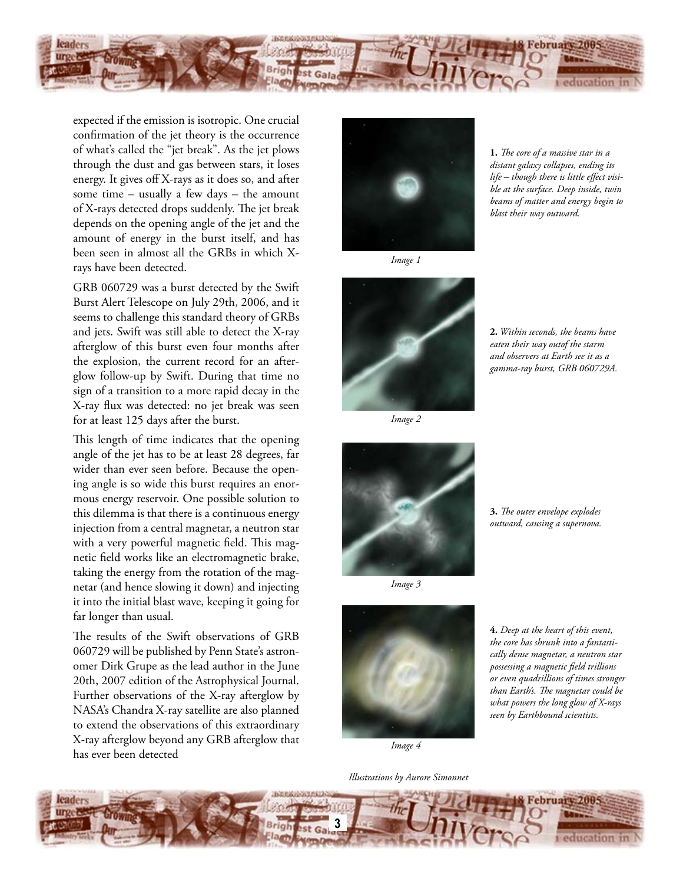expected if the emission is isotropic. One crucial confirmation of the jet theory is the occurrence of what's called the "jet break". As the jet plows through the dust and gas between stars, it loses energy. It gives off X-rays as it does so, and after some time – usually a few days – the amount of X-rays detected drops suddenly. The jet break depends on the opening angle of the jet and the amount of energy in the burst itself, and has been seen in almost all the GRBs in which X-rays have been detected.

GRB 060729 was a burst detected by the Swift Burst Alert Telescope on July 29th, 2006, and it seems to challenge this standard theory of GRBs and jets. Swift was still able to detect the X-ray afterglow of this burst even four months after the explosion, the current record for an afterglow follow-up by Swift. During that time no sign of a transition to a more rapid decay in the X-ray flux was detected: no jet break was seen for at least 125 days after the burst.

This length of time indicates that the opening angle of the jet has to be at least 28 degrees, far wider than ever seen before. Because the opening angle is so wide this burst requires an enormous energy reservoir. One possible solution to this dilemma is that there is a continuous energy injection from a central magnetar, a neutron star with a very powerful magnetic field. This magnetic field works like an electromagnetic brake, taking the energy from the rotation of the magnetar (and hence slowing it down) and injecting it into the initial blast wave, keeping it going for far longer than usual.

The results of the Swift observations of GRB 060729 will be published by Penn State's astronomer Dirk Grupe as the lead author in the June 20th, 2007 edition of the Astrophysical Journal. Further observations of the X-ray afterglow by NASA's Chandra X-ray satellite are also planned to extend the observations of this extraordinary X-ray afterglow beyond any GRB afterglow that has ever been detected

*Image 1*

**1.** *The core of a massive star in a distant galaxy collapses, ending its life – though there is little effect visible at the surface. Deep inside, twin beams of matter and energy begin to blast their way outward.*

*Image 2*

**2.** *Within seconds, the beams have eaten their way outof the starm and observers at Earth see it as a gamma-ray burst, GRB 060729A.*

*Image 3*

**3.** *The outer envelope explodes outward, causing a supernova.*

*Image 4*

**4.** *Deep at the heart of this event, the core has shrunk into a fantastically dense magnetar, a neutron star possessing a magnetic field trillions or even quadrillions of times stronger than Earth's. The magnetar could be what powers the long glow of X-rays seen by Earthbound scientists.*

*Illustrations by Aurore Simonnet*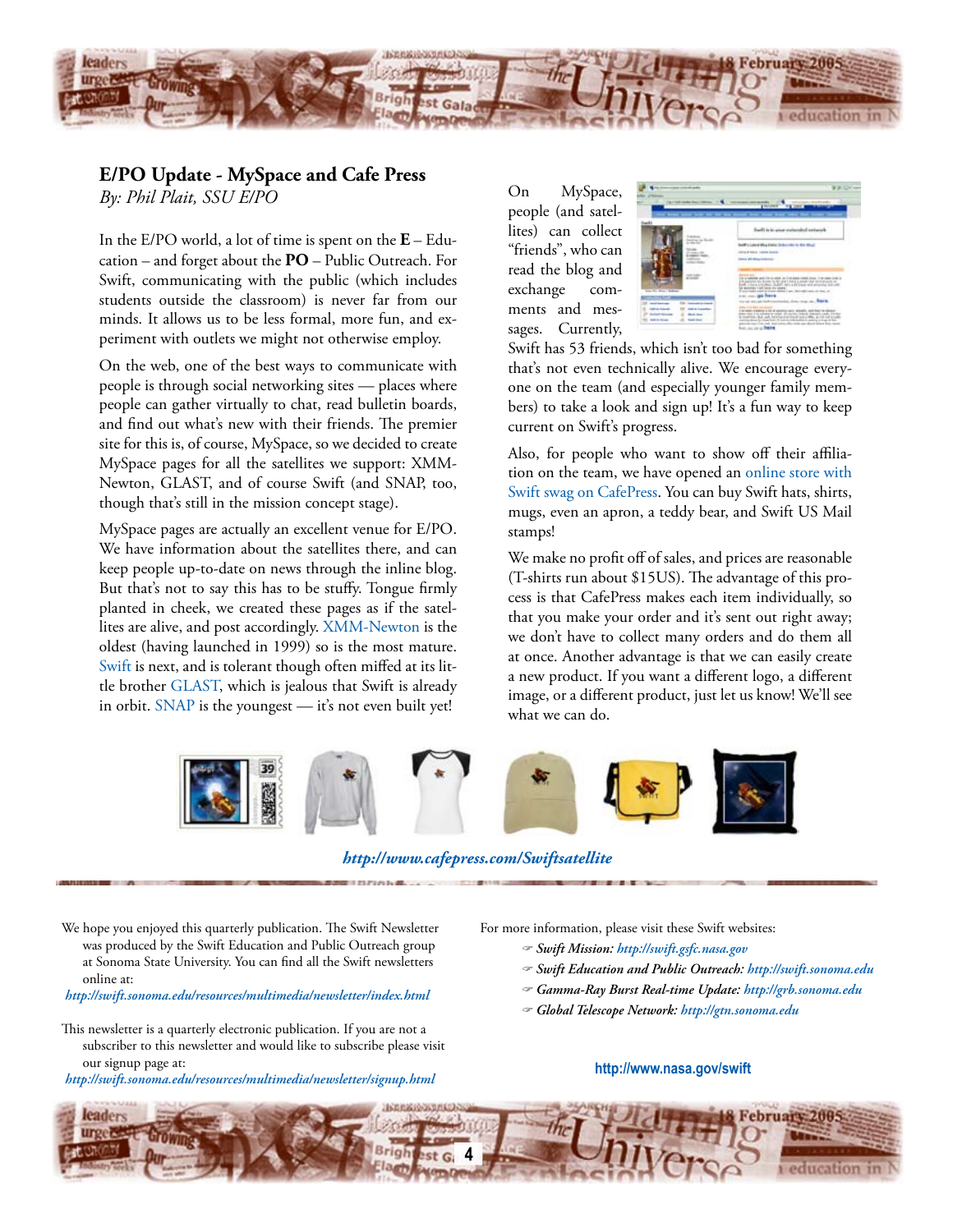## E/PO Update - MySpace and Cafe Press

*By: Phil Plait, SSU E/PO*

In the E/PO world, a lot of time is spent on the **E** – Education – and forget about the **PO** – Public Outreach. For Swift, communicating with the public (which includes students outside the classroom) is never far from our minds. It allows us to be less formal, more fun, and experiment with outlets we might not otherwise employ.

On the web, one of the best ways to communicate with people is through social networking sites — places where people can gather virtually to chat, read bulletin boards, and find out what's new with their friends. The premier site for this is, of course, MySpace, so we decided to create MySpace pages for all the satellites we support: XMM-Newton, GLAST, and of course Swift (and SNAP, too, though that's still in the mission concept stage).

MySpace pages are actually an excellent venue for E/PO. We have information about the satellites there, and can keep people up-to-date on news through the inline blog. But that's not to say this has to be stuffy. Tongue firmly planted in cheek, we created these pages as if the satellites are alive, and post accordingly. XMM-Newton is the oldest (having launched in 1999) so is the most mature. Swift is next, and is tolerant though often miffed at its little brother GLAST, which is jealous that Swift is already in orbit. SNAP is the youngest — it's not even built yet!

On MySpace, people (and satellites) can collect "friends", who can read the blog and exchange comments and messages. Currently, Swift has 53 friends, which isn't too bad for something that's not even technically alive. We encourage everyone on the team (and especially younger family members) to take a look and sign up! It's a fun way to keep current on Swift's progress.

Also, for people who want to show off their affiliation on the team, we have opened an online store with Swift swag on CafePress. You can buy Swift hats, shirts, mugs, even an apron, a teddy bear, and Swift US Mail stamps!

We make no profit off of sales, and prices are reasonable (T-shirts run about $15US). The advantage of this process is that CafePress makes each item individually, so that you make your order and it's sent out right away; we don't have to collect many orders and do them all at once. Another advantage is that we can easily create a new product. If you want a different logo, a different image, or a different product, just let us know! We'll see what we can do.

***http://www.cafepress.com/Swiftsatellite***

We hope you enjoyed this quarterly publication. The Swift Newsletter was produced by the Swift Education and Public Outreach group at Sonoma State University. You can find all the Swift newsletters online at:
***http://swift.sonoma.edu/resources/multimedia/newsletter/index.html***

This newsletter is a quarterly electronic publication. If you are not a subscriber to this newsletter and would like to subscribe please visit our signup page at:
***http://swift.sonoma.edu/resources/multimedia/newsletter/signup.html***

For more information, please visit these Swift websites:

- ***Swift Mission: http://swift.gsfc.nasa.gov***
- ***Swift Education and Public Outreach: http://swift.sonoma.edu***
- ***Gamma-Ray Burst Real-time Update: http://grb.sonoma.edu***
- ***Global Telescope Network: http://gtn.sonoma.edu***

**http://www.nasa.gov/swift**